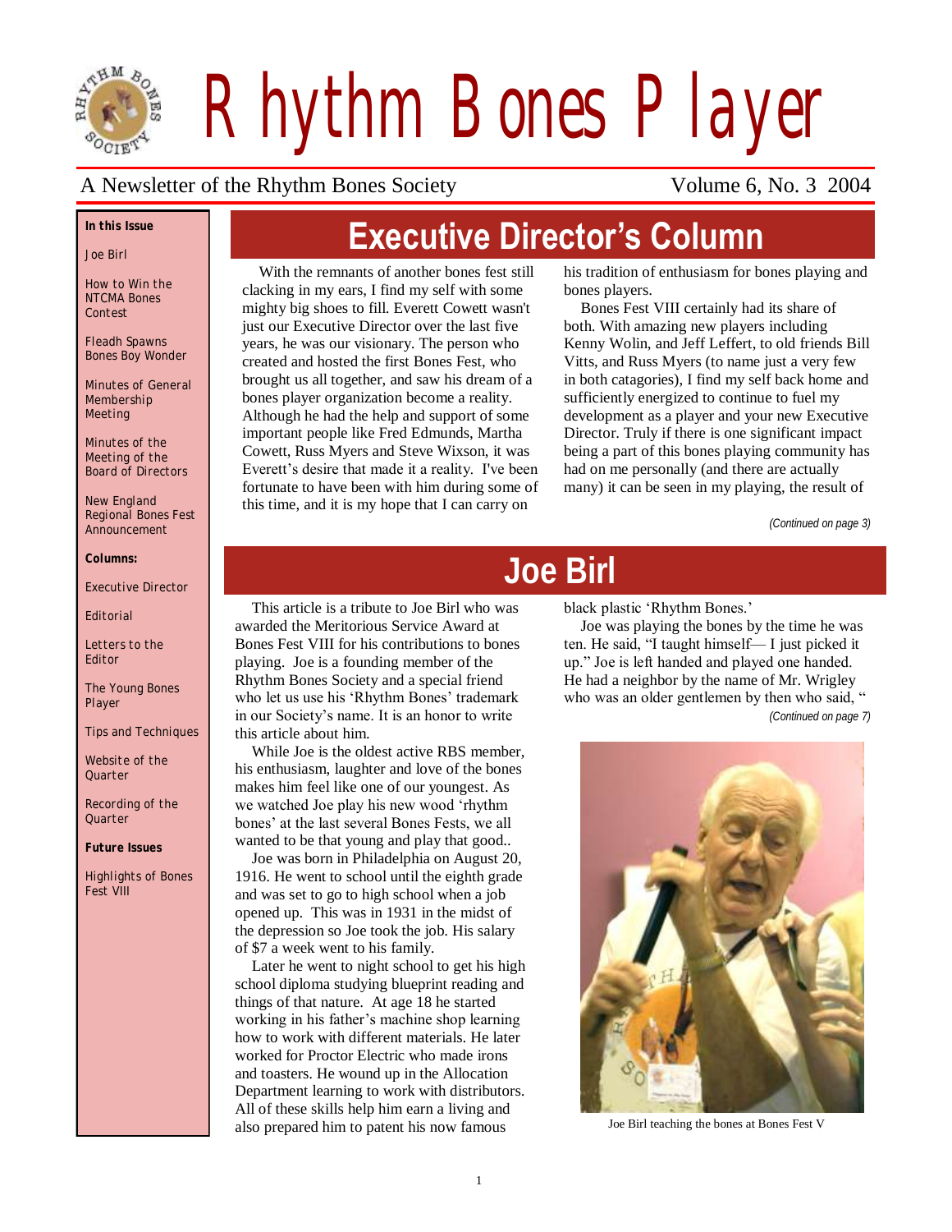# Rhythm Bones Player

A Newsletter of the Rhythm Bones Society — Volume 6, No. 3 2004

**In this Issue**

- Joe Birl
- How to Win the NTCMA Bones Contest
- Fleadh Spawns Bones Boy Wonder
- Minutes of General Membership Meeting
- Minutes of the Meeting of the Board of Directors
- New England Regional Bones Fest Announcement

**Columns:**

- Executive Director
- Editorial
- Letters to the Editor
- The Young Bones Player
- Tips and Techniques
- Website of the Quarter
- Recording of the Quarter

**Future Issues**

- Highlights of Bones Fest VIII

## Executive Director's Column

With the remnants of another bones fest still clacking in my ears, I find my self with some mighty big shoes to fill. Everett Cowett wasn't just our Executive Director over the last five years, he was our visionary. The person who created and hosted the first Bones Fest, who brought us all together, and saw his dream of a bones player organization become a reality. Although he had the help and support of some important people like Fred Edmunds, Martha Cowett, Russ Myers and Steve Wixson, it was Everett's desire that made it a reality. I've been fortunate to have been with him during some of this time, and it is my hope that I can carry on his tradition of enthusiasm for bones playing and bones players.

Bones Fest VIII certainly had its share of both. With amazing new players including Kenny Wolin, and Jeff Leffert, to old friends Bill Vitts, and Russ Myers (to name just a very few in both catagories), I find my self back home and sufficiently energized to continue to fuel my development as a player and your new Executive Director. Truly if there is one significant impact being a part of this bones playing community has had on me personally (and there are actually many) it can be seen in my playing, the result of

*(Continued on page 3)*

## Joe Birl

This article is a tribute to Joe Birl who was awarded the Meritorious Service Award at Bones Fest VIII for his contributions to bones playing. Joe is a founding member of the Rhythm Bones Society and a special friend who let us use his 'Rhythm Bones' trademark in our Society's name. It is an honor to write this article about him.

While Joe is the oldest active RBS member, his enthusiasm, laughter and love of the bones makes him feel like one of our youngest. As we watched Joe play his new wood 'rhythm bones' at the last several Bones Fests, we all wanted to be that young and play that good..

Joe was born in Philadelphia on August 20, 1916. He went to school until the eighth grade and was set to go to high school when a job opened up. This was in 1931 in the midst of the depression so Joe took the job. His salary of $7 a week went to his family.

Later he went to night school to get his high school diploma studying blueprint reading and things of that nature. At age 18 he started working in his father's machine shop learning how to work with different materials. He later worked for Proctor Electric who made irons and toasters. He wound up in the Allocation Department learning to work with distributors. All of these skills help him earn a living and also prepared him to patent his now famous black plastic 'Rhythm Bones.'

Joe was playing the bones by the time he was ten. He said, "I taught himself— I just picked it up." Joe is left handed and played one handed. He had a neighbor by the name of Mr. Wrigley who was an older gentlemen by then who said, "

*(Continued on page 7)*

Joe Birl teaching the bones at Bones Fest V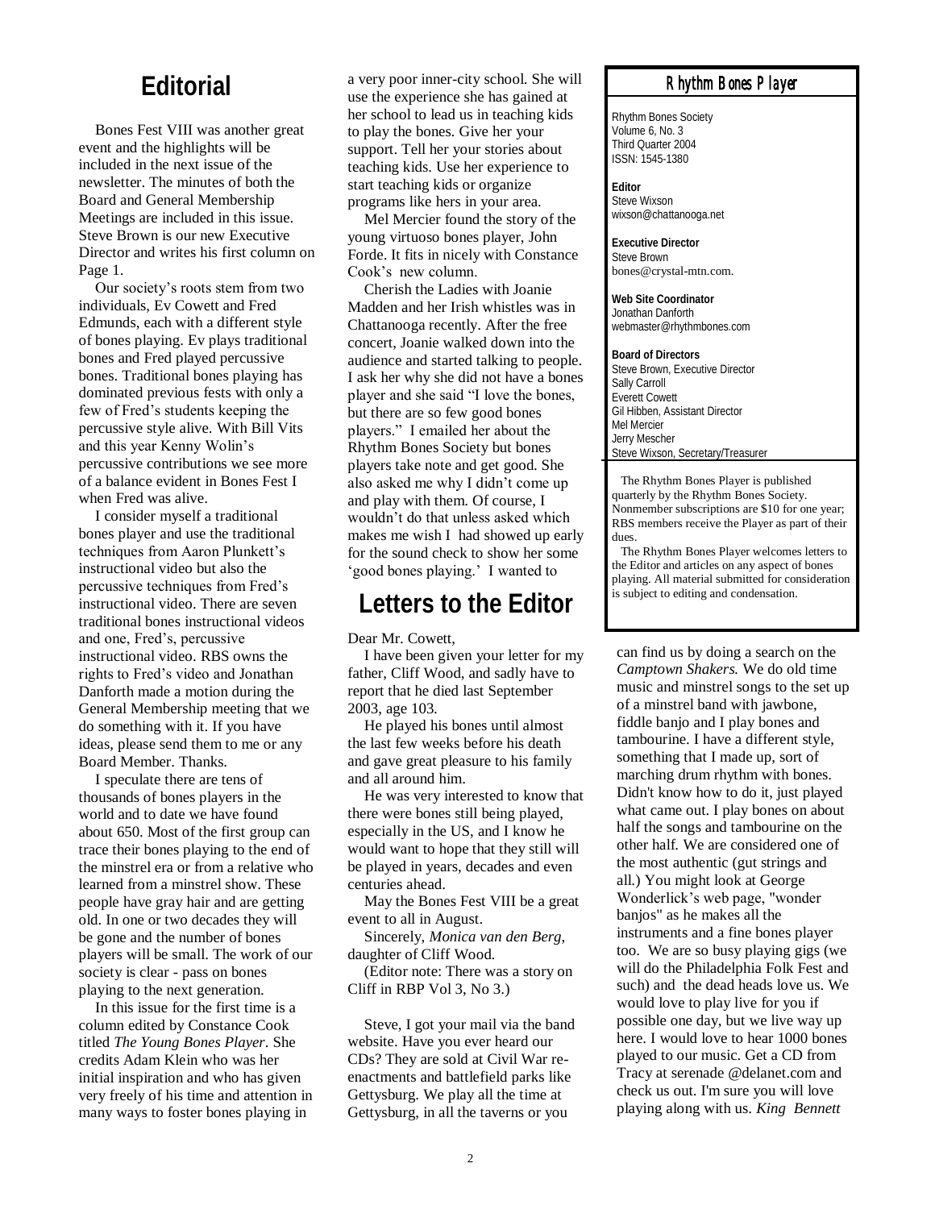# Editorial

Bones Fest VIII was another great event and the highlights will be included in the next issue of the newsletter. The minutes of both the Board and General Membership Meetings are included in this issue. Steve Brown is our new Executive Director and writes his first column on Page 1.

Our society's roots stem from two individuals, Ev Cowett and Fred Edmunds, each with a different style of bones playing. Ev plays traditional bones and Fred played percussive bones. Traditional bones playing has dominated previous fests with only a few of Fred's students keeping the percussive style alive. With Bill Vits and this year Kenny Wolin's percussive contributions we see more of a balance evident in Bones Fest I when Fred was alive.

I consider myself a traditional bones player and use the traditional techniques from Aaron Plunkett's instructional video but also the percussive techniques from Fred's instructional video. There are seven traditional bones instructional videos and one, Fred's, percussive instructional video. RBS owns the rights to Fred's video and Jonathan Danforth made a motion during the General Membership meeting that we do something with it. If you have ideas, please send them to me or any Board Member. Thanks.

I speculate there are tens of thousands of bones players in the world and to date we have found about 650. Most of the first group can trace their bones playing to the end of the minstrel era or from a relative who learned from a minstrel show. These people have gray hair and are getting old. In one or two decades they will be gone and the number of bones players will be small. The work of our society is clear - pass on bones playing to the next generation.

In this issue for the first time is a column edited by Constance Cook titled *The Young Bones Player*. She credits Adam Klein who was her initial inspiration and who has given very freely of his time and attention in many ways to foster bones playing in a very poor inner-city school. She will use the experience she has gained at her school to lead us in teaching kids to play the bones. Give her your support. Tell her your stories about teaching kids. Use her experience to start teaching kids or organize programs like hers in your area.

Mel Mercier found the story of the young virtuoso bones player, John Forde. It fits in nicely with Constance Cook's new column.

Cherish the Ladies with Joanie Madden and her Irish whistles was in Chattanooga recently. After the free concert, Joanie walked down into the audience and started talking to people. I ask her why she did not have a bones player and she said "I love the bones, but there are so few good bones players." I emailed her about the Rhythm Bones Society but bones players take note and get good. She also asked me why I didn't come up and play with them. Of course, I wouldn't do that unless asked which makes me wish I had showed up early for the sound check to show her some 'good bones playing.' I wanted to

# Letters to the Editor

Dear Mr. Cowett,

I have been given your letter for my father, Cliff Wood, and sadly have to report that he died last September 2003, age 103.

He played his bones until almost the last few weeks before his death and gave great pleasure to his family and all around him.

He was very interested to know that there were bones still being played, especially in the US, and I know he would want to hope that they still will be played in years, decades and even centuries ahead.

May the Bones Fest VIII be a great event to all in August.

Sincerely, *Monica van den Berg*, daughter of Cliff Wood.

(Editor note: There was a story on Cliff in RBP Vol 3, No 3.)

Steve, I got your mail via the band website. Have you ever heard our CDs? They are sold at Civil War re-enactments and battlefield parks like Gettysburg. We play all the time at Gettysburg, in all the taverns or you can find us by doing a search on the *Camptown Shakers.* We do old time music and minstrel songs to the set up of a minstrel band with jawbone, fiddle banjo and I play bones and tambourine. I have a different style, something that I made up, sort of marching drum rhythm with bones. Didn't know how to do it, just played what came out. I play bones on about half the songs and tambourine on the other half. We are considered one of the most authentic (gut strings and all.) You might look at George Wonderlick's web page, "wonder banjos" as he makes all the instruments and a fine bones player too. We are so busy playing gigs (we will do the Philadelphia Folk Fest and such) and the dead heads love us. We would love to play live for you if possible one day, but we live way up here. I would love to hear 1000 bones played to our music. Get a CD from Tracy at serenade @delanet.com and check us out. I'm sure you will love playing along with us. *King Bennett*

---

## Rhythm Bones Player

Rhythm Bones Society
Volume 6, No. 3
Third Quarter 2004
ISSN: 1545-1380

**Editor**
Steve Wixson
wixson@chattanooga.net

**Executive Director**
Steve Brown
bones@crystal-mtn.com.

**Web Site Coordinator**
Jonathan Danforth
webmaster@rhythmbones.com

**Board of Directors**
Steve Brown, Executive Director
Sally Carroll
Everett Cowett
Gil Hibben, Assistant Director
Mel Mercier
Jerry Mescher
Steve Wixson, Secretary/Treasurer

The Rhythm Bones Player is published quarterly by the Rhythm Bones Society. Nonmember subscriptions are $10 for one year; RBS members receive the Player as part of their dues.

The Rhythm Bones Player welcomes letters to the Editor and articles on any aspect of bones playing. All material submitted for consideration is subject to editing and condensation.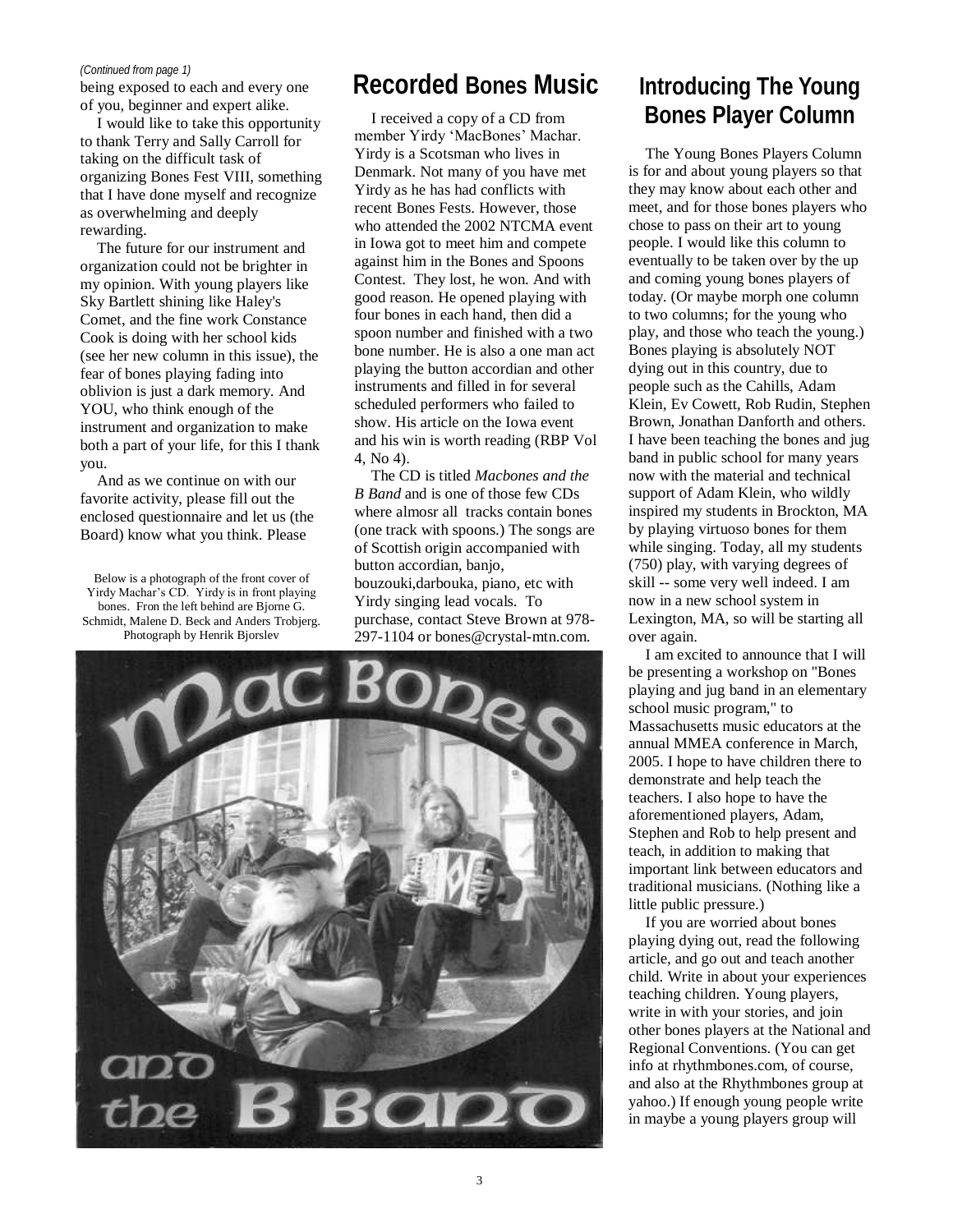*(Continued from page 1)*

being exposed to each and every one of you, beginner and expert alike.

I would like to take this opportunity to thank Terry and Sally Carroll for taking on the difficult task of organizing Bones Fest VIII, something that I have done myself and recognize as overwhelming and deeply rewarding.

The future for our instrument and organization could not be brighter in my opinion. With young players like Sky Bartlett shining like Haley's Comet, and the fine work Constance Cook is doing with her school kids (see her new column in this issue), the fear of bones playing fading into oblivion is just a dark memory. And YOU, who think enough of the instrument and organization to make both a part of your life, for this I thank you.

And as we continue on with our favorite activity, please fill out the enclosed questionnaire and let us (the Board) know what you think. Please

Below is a photograph of the front cover of Yirdy Machar's CD. Yirdy is in front playing bones. Fron the left behind are Bjorne G. Schmidt, Malene D. Beck and Anders Trobjerg. Photograph by Henrik Bjorslev

## Recorded Bones Music

I received a copy of a CD from member Yirdy 'MacBones' Machar. Yirdy is a Scotsman who lives in Denmark. Not many of you have met Yirdy as he has had conflicts with recent Bones Fests. However, those who attended the 2002 NTCMA event in Iowa got to meet him and compete against him in the Bones and Spoons Contest. They lost, he won. And with good reason. He opened playing with four bones in each hand, then did a spoon number and finished with a two bone number. He is also a one man act playing the button accordian and other instruments and filled in for several scheduled performers who failed to show. His article on the Iowa event and his win is worth reading (RBP Vol 4, No 4).

The CD is titled *Macbones and the B Band* and is one of those few CDs where almosr all tracks contain bones (one track with spoons.) The songs are of Scottish origin accompanied with button accordian, banjo, bouzouki,darbouka, piano, etc with Yirdy singing lead vocals. To purchase, contact Steve Brown at 978-297-1104 or bones@crystal-mtn.com.

## Introducing The Young Bones Player Column

The Young Bones Players Column is for and about young players so that they may know about each other and meet, and for those bones players who chose to pass on their art to young people. I would like this column to eventually to be taken over by the up and coming young bones players of today. (Or maybe morph one column to two columns; for the young who play, and those who teach the young.) Bones playing is absolutely NOT dying out in this country, due to people such as the Cahills, Adam Klein, Ev Cowett, Rob Rudin, Stephen Brown, Jonathan Danforth and others. I have been teaching the bones and jug band in public school for many years now with the material and technical support of Adam Klein, who wildly inspired my students in Brockton, MA by playing virtuoso bones for them while singing. Today, all my students (750) play, with varying degrees of skill -- some very well indeed. I am now in a new school system in Lexington, MA, so will be starting all over again.

I am excited to announce that I will be presenting a workshop on "Bones playing and jug band in an elementary school music program," to Massachusetts music educators at the annual MMEA conference in March, 2005. I hope to have children there to demonstrate and help teach the teachers. I also hope to have the aforementioned players, Adam, Stephen and Rob to help present and teach, in addition to making that important link between educators and traditional musicians. (Nothing like a little public pressure.)

If you are worried about bones playing dying out, read the following article, and go out and teach another child. Write in about your experiences teaching children. Young players, write in with your stories, and join other bones players at the National and Regional Conventions. (You can get info at rhythmbones.com, of course, and also at the Rhythmbones group at yahoo.) If enough young people write in maybe a young players group will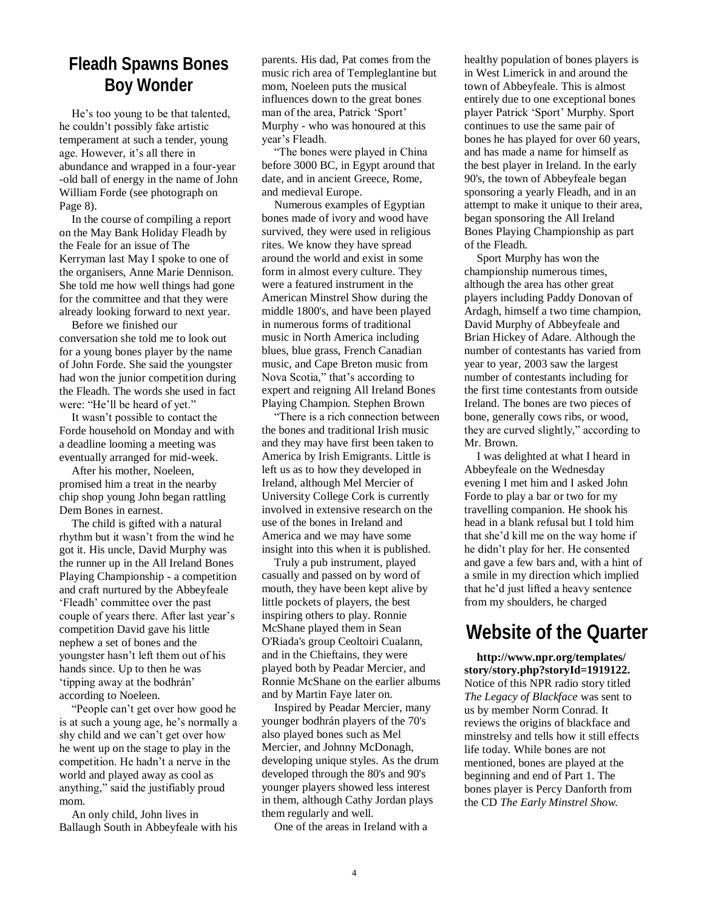## Fleadh Spawns Bones Boy Wonder

He's too young to be that talented, he couldn't possibly fake artistic temperament at such a tender, young age. However, it's all there in abundance and wrapped in a four-year -old ball of energy in the name of John William Forde (see photograph on Page 8).

In the course of compiling a report on the May Bank Holiday Fleadh by the Feale for an issue of The Kerryman last May I spoke to one of the organisers, Anne Marie Dennison. She told me how well things had gone for the committee and that they were already looking forward to next year.

Before we finished our conversation she told me to look out for a young bones player by the name of John Forde. She said the youngster had won the junior competition during the Fleadh. The words she used in fact were: "He'll be heard of yet."

It wasn't possible to contact the Forde household on Monday and with a deadline looming a meeting was eventually arranged for mid-week.

After his mother, Noeleen, promised him a treat in the nearby chip shop young John began rattling Dem Bones in earnest.

The child is gifted with a natural rhythm but it wasn't from the wind he got it. His uncle, David Murphy was the runner up in the All Ireland Bones Playing Championship - a competition and craft nurtured by the Abbeyfeale 'Fleadh' committee over the past couple of years there. After last year's competition David gave his little nephew a set of bones and the youngster hasn't left them out of his hands since. Up to then he was 'tipping away at the bodhrán' according to Noeleen.

"People can't get over how good he is at such a young age, he's normally a shy child and we can't get over how he went up on the stage to play in the competition. He hadn't a nerve in the world and played away as cool as anything," said the justifiably proud mom.

An only child, John lives in Ballaugh South in Abbeyfeale with his parents. His dad, Pat comes from the music rich area of Templeglantine but mom, Noeleen puts the musical influences down to the great bones man of the area, Patrick 'Sport' Murphy - who was honoured at this year's Fleadh.

"The bones were played in China before 3000 BC, in Egypt around that date, and in ancient Greece, Rome, and medieval Europe.

Numerous examples of Egyptian bones made of ivory and wood have survived, they were used in religious rites. We know they have spread around the world and exist in some form in almost every culture. They were a featured instrument in the American Minstrel Show during the middle 1800's, and have been played in numerous forms of traditional music in North America including blues, blue grass, French Canadian music, and Cape Breton music from Nova Scotia," that's according to expert and reigning All Ireland Bones Playing Champion. Stephen Brown

"There is a rich connection between the bones and traditional Irish music and they may have first been taken to America by Irish Emigrants. Little is left us as to how they developed in Ireland, although Mel Mercier of University College Cork is currently involved in extensive research on the use of the bones in Ireland and America and we may have some insight into this when it is published.

Truly a pub instrument, played casually and passed on by word of mouth, they have been kept alive by little pockets of players, the best inspiring others to play. Ronnie McShane played them in Sean O'Riada's group Ceoltoiri Cualann, and in the Chieftains, they were played both by Peadar Mercier, and Ronnie McShane on the earlier albums and by Martin Faye later on.

Inspired by Peadar Mercier, many younger bodhrán players of the 70's also played bones such as Mel Mercier, and Johnny McDonagh, developing unique styles. As the drum developed through the 80's and 90's younger players showed less interest in them, although Cathy Jordan plays them regularly and well.

One of the areas in Ireland with a healthy population of bones players is in West Limerick in and around the town of Abbeyfeale. This is almost entirely due to one exceptional bones player Patrick 'Sport' Murphy. Sport continues to use the same pair of bones he has played for over 60 years, and has made a name for himself as the best player in Ireland. In the early 90's, the town of Abbeyfeale began sponsoring a yearly Fleadh, and in an attempt to make it unique to their area, began sponsoring the All Ireland Bones Playing Championship as part of the Fleadh.

Sport Murphy has won the championship numerous times, although the area has other great players including Paddy Donovan of Ardagh, himself a two time champion, David Murphy of Abbeyfeale and Brian Hickey of Adare. Although the number of contestants has varied from year to year, 2003 saw the largest number of contestants including for the first time contestants from outside Ireland. The bones are two pieces of bone, generally cows ribs, or wood, they are curved slightly," according to Mr. Brown.

I was delighted at what I heard in Abbeyfeale on the Wednesday evening I met him and I asked John Forde to play a bar or two for my travelling companion. He shook his head in a blank refusal but I told him that she'd kill me on the way home if he didn't play for her. He consented and gave a few bars and, with a hint of a smile in my direction which implied that he'd just lifted a heavy sentence from my shoulders, he charged

## Website of the Quarter

**http://www.npr.org/templates/story/story.php?storyId=1919122.** Notice of this NPR radio story titled *The Legacy of Blackface* was sent to us by member Norm Conrad. It reviews the origins of blackface and minstrelsy and tells how it still effects life today. While bones are not mentioned, bones are played at the beginning and end of Part 1. The bones player is Percy Danforth from the CD *The Early Minstrel Show.*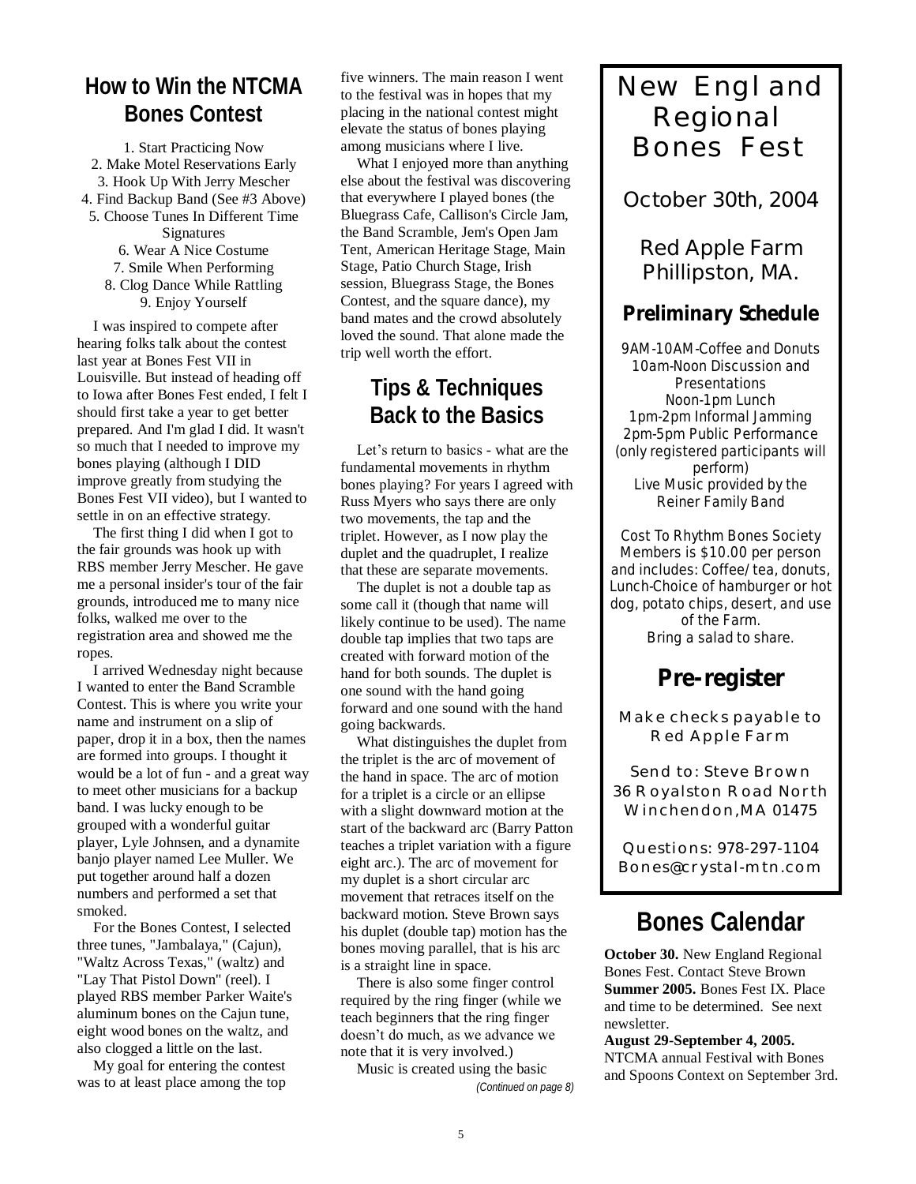## How to Win the NTCMA Bones Contest

1. Start Practicing Now
2. Make Motel Reservations Early
3. Hook Up With Jerry Mescher
4. Find Backup Band (See #3 Above)
5. Choose Tunes In Different Time Signatures
6. Wear A Nice Costume
7. Smile When Performing
8. Clog Dance While Rattling
9. Enjoy Yourself

I was inspired to compete after hearing folks talk about the contest last year at Bones Fest VII in Louisville. But instead of heading off to Iowa after Bones Fest ended, I felt I should first take a year to get better prepared. And I'm glad I did. It wasn't so much that I needed to improve my bones playing (although I DID improve greatly from studying the Bones Fest VII video), but I wanted to settle in on an effective strategy.

The first thing I did when I got to the fair grounds was hook up with RBS member Jerry Mescher. He gave me a personal insider's tour of the fair grounds, introduced me to many nice folks, walked me over to the registration area and showed me the ropes.

I arrived Wednesday night because I wanted to enter the Band Scramble Contest. This is where you write your name and instrument on a slip of paper, drop it in a box, then the names are formed into groups. I thought it would be a lot of fun - and a great way to meet other musicians for a backup band. I was lucky enough to be grouped with a wonderful guitar player, Lyle Johnsen, and a dynamite banjo player named Lee Muller. We put together around half a dozen numbers and performed a set that smoked.

For the Bones Contest, I selected three tunes, "Jambalaya," (Cajun), "Waltz Across Texas," (waltz) and "Lay That Pistol Down" (reel). I played RBS member Parker Waite's aluminum bones on the Cajun tune, eight wood bones on the waltz, and also clogged a little on the last.

My goal for entering the contest was to at least place among the top five winners. The main reason I went to the festival was in hopes that my placing in the national contest might elevate the status of bones playing among musicians where I live.

What I enjoyed more than anything else about the festival was discovering that everywhere I played bones (the Bluegrass Cafe, Callison's Circle Jam, the Band Scramble, Jem's Open Jam Tent, American Heritage Stage, Main Stage, Patio Church Stage, Irish session, Bluegrass Stage, the Bones Contest, and the square dance), my band mates and the crowd absolutely loved the sound. That alone made the trip well worth the effort.

## Tips & Techniques Back to the Basics

Let's return to basics - what are the fundamental movements in rhythm bones playing? For years I agreed with Russ Myers who says there are only two movements, the tap and the triplet. However, as I now play the duplet and the quadruplet, I realize that these are separate movements.

The duplet is not a double tap as some call it (though that name will likely continue to be used). The name double tap implies that two taps are created with forward motion of the hand for both sounds. The duplet is one sound with the hand going forward and one sound with the hand going backwards.

What distinguishes the duplet from the triplet is the arc of movement of the hand in space. The arc of motion for a triplet is a circle or an ellipse with a slight downward motion at the start of the backward arc (Barry Patton teaches a triplet variation with a figure eight arc.). The arc of movement for my duplet is a short circular arc movement that retraces itself on the backward motion. Steve Brown says his duplet (double tap) motion has the bones moving parallel, that is his arc is a straight line in space.

There is also some finger control required by the ring finger (while we teach beginners that the ring finger doesn't do much, as we advance we note that it is very involved.)

Music is created using the basic

*(Continued on page 8)*

# New England Regional Bones Fest

### October 30th, 2004

### Red Apple Farm Phillipston, MA.

### Preliminary Schedule

9AM-10AM-Coffee and Donuts
10am-Noon Discussion and Presentations
Noon-1pm Lunch
1pm-2pm Informal Jamming
2pm-5pm Public Performance (only registered participants will perform)
Live Music provided by the Reiner Family Band

Cost To Rhythm Bones Society Members is $10.00 per person and includes: Coffee/tea, donuts, Lunch-Choice of hamburger or hot dog, potato chips, desert, and use of the Farm.
Bring a salad to share.

### Pre-register

Make checks payable to Red Apple Farm

Send to: Steve Brown
36 Royalston Road North
Winchendon,MA 01475

Questions: 978-297-1104
Bones@crystal-mtn.com

## Bones Calendar

**October 30.** New England Regional Bones Fest. Contact Steve Brown

**Summer 2005.** Bones Fest IX. Place and time to be determined. See next newsletter.

**August 29-September 4, 2005.** NTCMA annual Festival with Bones and Spoons Context on September 3rd.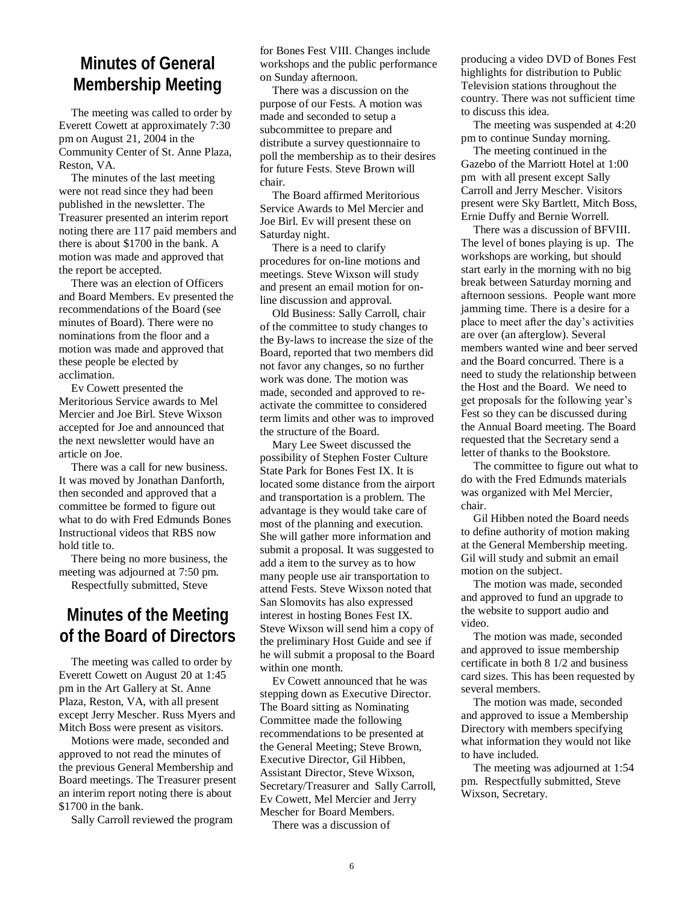## Minutes of General Membership Meeting

The meeting was called to order by Everett Cowett at approximately 7:30 pm on August 21, 2004 in the Community Center of St. Anne Plaza, Reston, VA.

The minutes of the last meeting were not read since they had been published in the newsletter. The Treasurer presented an interim report noting there are 117 paid members and there is about $1700 in the bank. A motion was made and approved that the report be accepted.

There was an election of Officers and Board Members. Ev presented the recommendations of the Board (see minutes of Board). There were no nominations from the floor and a motion was made and approved that these people be elected by acclimation.

Ev Cowett presented the Meritorious Service awards to Mel Mercier and Joe Birl. Steve Wixson accepted for Joe and announced that the next newsletter would have an article on Joe.

There was a call for new business. It was moved by Jonathan Danforth, then seconded and approved that a committee be formed to figure out what to do with Fred Edmunds Bones Instructional videos that RBS now hold title to.

There being no more business, the meeting was adjourned at 7:50 pm.

Respectfully submitted, Steve

## Minutes of the Meeting of the Board of Directors

The meeting was called to order by Everett Cowett on August 20 at 1:45 pm in the Art Gallery at St. Anne Plaza, Reston, VA, with all present except Jerry Mescher. Russ Myers and Mitch Boss were present as visitors.

Motions were made, seconded and approved to not read the minutes of the previous General Membership and Board meetings. The Treasurer present an interim report noting there is about $1700 in the bank.

Sally Carroll reviewed the program for Bones Fest VIII. Changes include workshops and the public performance on Sunday afternoon.

There was a discussion on the purpose of our Fests. A motion was made and seconded to setup a subcommittee to prepare and distribute a survey questionnaire to poll the membership as to their desires for future Fests. Steve Brown will chair.

The Board affirmed Meritorious Service Awards to Mel Mercier and Joe Birl. Ev will present these on Saturday night.

There is a need to clarify procedures for on-line motions and meetings. Steve Wixson will study and present an email motion for on-line discussion and approval.

Old Business: Sally Carroll, chair of the committee to study changes to the By-laws to increase the size of the Board, reported that two members did not favor any changes, so no further work was done. The motion was made, seconded and approved to re-activate the committee to considered term limits and other was to improved the structure of the Board.

Mary Lee Sweet discussed the possibility of Stephen Foster Culture State Park for Bones Fest IX. It is located some distance from the airport and transportation is a problem. The advantage is they would take care of most of the planning and execution. She will gather more information and submit a proposal. It was suggested to add a item to the survey as to how many people use air transportation to attend Fests. Steve Wixson noted that San Slomovits has also expressed interest in hosting Bones Fest IX. Steve Wixson will send him a copy of the preliminary Host Guide and see if he will submit a proposal to the Board within one month.

Ev Cowett announced that he was stepping down as Executive Director. The Board sitting as Nominating Committee made the following recommendations to be presented at the General Meeting; Steve Brown, Executive Director, Gil Hibben, Assistant Director, Steve Wixson, Secretary/Treasurer and Sally Carroll, Ev Cowett, Mel Mercier and Jerry Mescher for Board Members.

There was a discussion of producing a video DVD of Bones Fest highlights for distribution to Public Television stations throughout the country. There was not sufficient time to discuss this idea.

The meeting was suspended at 4:20 pm to continue Sunday morning.

The meeting continued in the Gazebo of the Marriott Hotel at 1:00 pm with all present except Sally Carroll and Jerry Mescher. Visitors present were Sky Bartlett, Mitch Boss, Ernie Duffy and Bernie Worrell.

There was a discussion of BFVIII. The level of bones playing is up. The workshops are working, but should start early in the morning with no big break between Saturday morning and afternoon sessions. People want more jamming time. There is a desire for a place to meet after the day's activities are over (an afterglow). Several members wanted wine and beer served and the Board concurred. There is a need to study the relationship between the Host and the Board. We need to get proposals for the following year's Fest so they can be discussed during the Annual Board meeting. The Board requested that the Secretary send a letter of thanks to the Bookstore.

The committee to figure out what to do with the Fred Edmunds materials was organized with Mel Mercier, chair.

Gil Hibben noted the Board needs to define authority of motion making at the General Membership meeting. Gil will study and submit an email motion on the subject.

The motion was made, seconded and approved to fund an upgrade to the website to support audio and video.

The motion was made, seconded and approved to issue membership certificate in both 8 1/2 and business card sizes. This has been requested by several members.

The motion was made, seconded and approved to issue a Membership Directory with members specifying what information they would not like to have included.

The meeting was adjourned at 1:54 pm. Respectfully submitted, Steve Wixson, Secretary.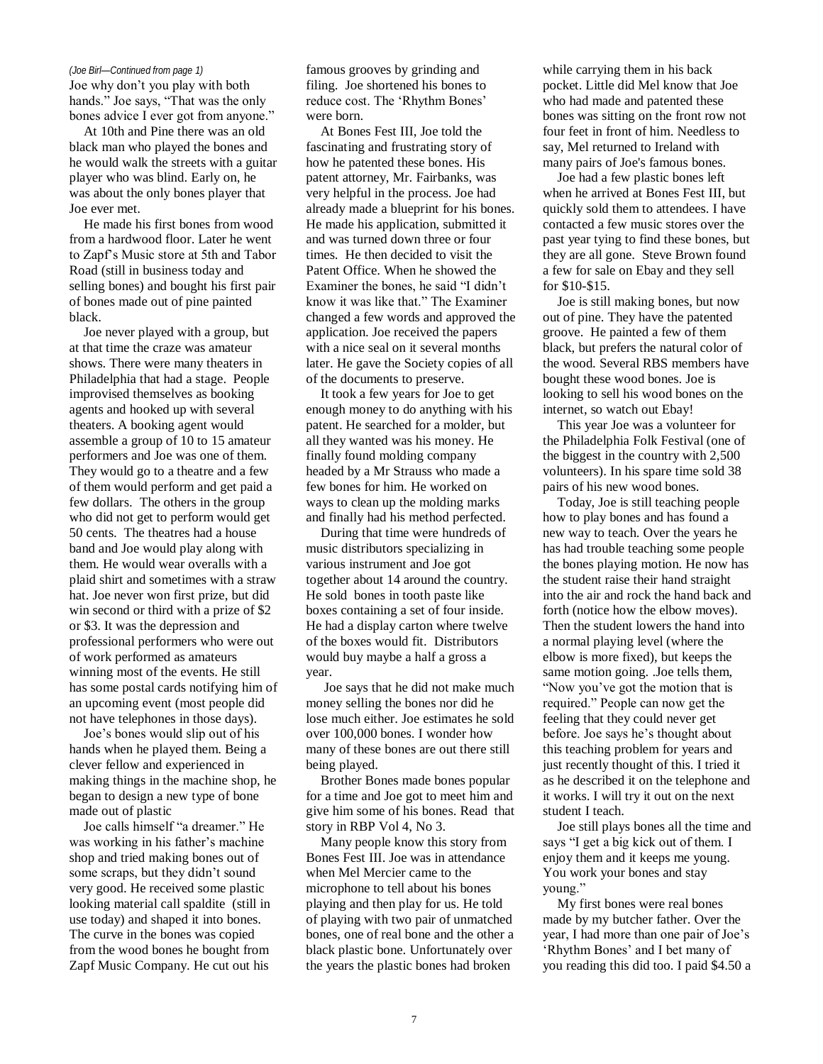*(Joe Birl—Continued from page 1)*

Joe why don't you play with both hands." Joe says, "That was the only bones advice I ever got from anyone."

At 10th and Pine there was an old black man who played the bones and he would walk the streets with a guitar player who was blind. Early on, he was about the only bones player that Joe ever met.

He made his first bones from wood from a hardwood floor. Later he went to Zapf's Music store at 5th and Tabor Road (still in business today and selling bones) and bought his first pair of bones made out of pine painted black.

Joe never played with a group, but at that time the craze was amateur shows. There were many theaters in Philadelphia that had a stage. People improvised themselves as booking agents and hooked up with several theaters. A booking agent would assemble a group of 10 to 15 amateur performers and Joe was one of them. They would go to a theatre and a few of them would perform and get paid a few dollars. The others in the group who did not get to perform would get 50 cents. The theatres had a house band and Joe would play along with them. He would wear overalls with a plaid shirt and sometimes with a straw hat. Joe never won first prize, but did win second or third with a prize of $2 or $3. It was the depression and professional performers who were out of work performed as amateurs winning most of the events. He still has some postal cards notifying him of an upcoming event (most people did not have telephones in those days).

Joe's bones would slip out of his hands when he played them. Being a clever fellow and experienced in making things in the machine shop, he began to design a new type of bone made out of plastic

Joe calls himself "a dreamer." He was working in his father's machine shop and tried making bones out of some scraps, but they didn't sound very good. He received some plastic looking material call spaldite (still in use today) and shaped it into bones. The curve in the bones was copied from the wood bones he bought from Zapf Music Company. He cut out his famous grooves by grinding and filing. Joe shortened his bones to reduce cost. The 'Rhythm Bones' were born.

At Bones Fest III, Joe told the fascinating and frustrating story of how he patented these bones. His patent attorney, Mr. Fairbanks, was very helpful in the process. Joe had already made a blueprint for his bones. He made his application, submitted it and was turned down three or four times. He then decided to visit the Patent Office. When he showed the Examiner the bones, he said "I didn't know it was like that." The Examiner changed a few words and approved the application. Joe received the papers with a nice seal on it several months later. He gave the Society copies of all of the documents to preserve.

It took a few years for Joe to get enough money to do anything with his patent. He searched for a molder, but all they wanted was his money. He finally found molding company headed by a Mr Strauss who made a few bones for him. He worked on ways to clean up the molding marks and finally had his method perfected.

During that time were hundreds of music distributors specializing in various instrument and Joe got together about 14 around the country. He sold bones in tooth paste like boxes containing a set of four inside. He had a display carton where twelve of the boxes would fit. Distributors would buy maybe a half a gross a year.

Joe says that he did not make much money selling the bones nor did he lose much either. Joe estimates he sold over 100,000 bones. I wonder how many of these bones are out there still being played.

Brother Bones made bones popular for a time and Joe got to meet him and give him some of his bones. Read that story in RBP Vol 4, No 3.

Many people know this story from Bones Fest III. Joe was in attendance when Mel Mercier came to the microphone to tell about his bones playing and then play for us. He told of playing with two pair of unmatched bones, one of real bone and the other a black plastic bone. Unfortunately over the years the plastic bones had broken while carrying them in his back pocket. Little did Mel know that Joe who had made and patented these bones was sitting on the front row not four feet in front of him. Needless to say, Mel returned to Ireland with many pairs of Joe's famous bones.

Joe had a few plastic bones left when he arrived at Bones Fest III, but quickly sold them to attendees. I have contacted a few music stores over the past year tying to find these bones, but they are all gone. Steve Brown found a few for sale on Ebay and they sell for $10-$15.

Joe is still making bones, but now out of pine. They have the patented groove. He painted a few of them black, but prefers the natural color of the wood. Several RBS members have bought these wood bones. Joe is looking to sell his wood bones on the internet, so watch out Ebay!

This year Joe was a volunteer for the Philadelphia Folk Festival (one of the biggest in the country with 2,500 volunteers). In his spare time sold 38 pairs of his new wood bones.

Today, Joe is still teaching people how to play bones and has found a new way to teach. Over the years he has had trouble teaching some people the bones playing motion. He now has the student raise their hand straight into the air and rock the hand back and forth (notice how the elbow moves). Then the student lowers the hand into a normal playing level (where the elbow is more fixed), but keeps the same motion going. .Joe tells them, "Now you've got the motion that is required." People can now get the feeling that they could never get before. Joe says he's thought about this teaching problem for years and just recently thought of this. I tried it as he described it on the telephone and it works. I will try it out on the next student I teach.

Joe still plays bones all the time and says "I get a big kick out of them. I enjoy them and it keeps me young. You work your bones and stay young."

My first bones were real bones made by my butcher father. Over the year, I had more than one pair of Joe's 'Rhythm Bones' and I bet many of you reading this did too. I paid $4.50 a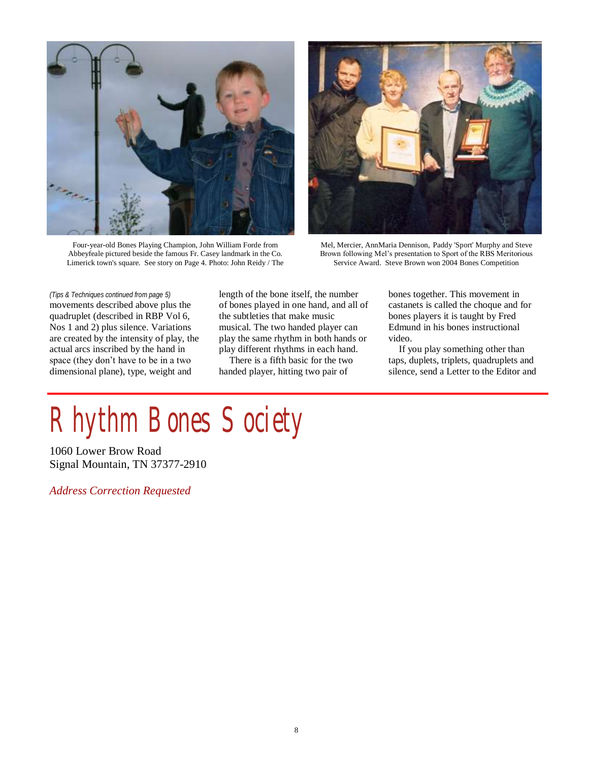Four-year-old Bones Playing Champion, John William Forde from Abbeyfeale pictured beside the famous Fr. Casey landmark in the Co. Limerick town's square. See story on Page 4. Photo: John Reidy / The

Mel, Mercier, AnnMaria Dennison, Paddy 'Sport' Murphy and Steve Brown following Mel's presentation to Sport of the RBS Meritorious Service Award. Steve Brown won 2004 Bones Competition

*(Tips & Techniques continued from page 5)*
movements described above plus the quadruplet (described in RBP Vol 6, Nos 1 and 2) plus silence. Variations are created by the intensity of play, the actual arcs inscribed by the hand in space (they don't have to be in a two dimensional plane), type, weight and length of the bone itself, the number of bones played in one hand, and all of the subtleties that make music musical. The two handed player can play the same rhythm in both hands or play different rhythms in each hand.

There is a fifth basic for the two handed player, hitting two pair of bones together. This movement in castanets is called the choque and for bones players it is taught by Fred Edmund in his bones instructional video.

If you play something other than taps, duplets, triplets, quadruplets and silence, send a Letter to the Editor and

# Rhythm Bones Society

1060 Lower Brow Road
Signal Mountain, TN 37377-2910

*Address Correction Requested*